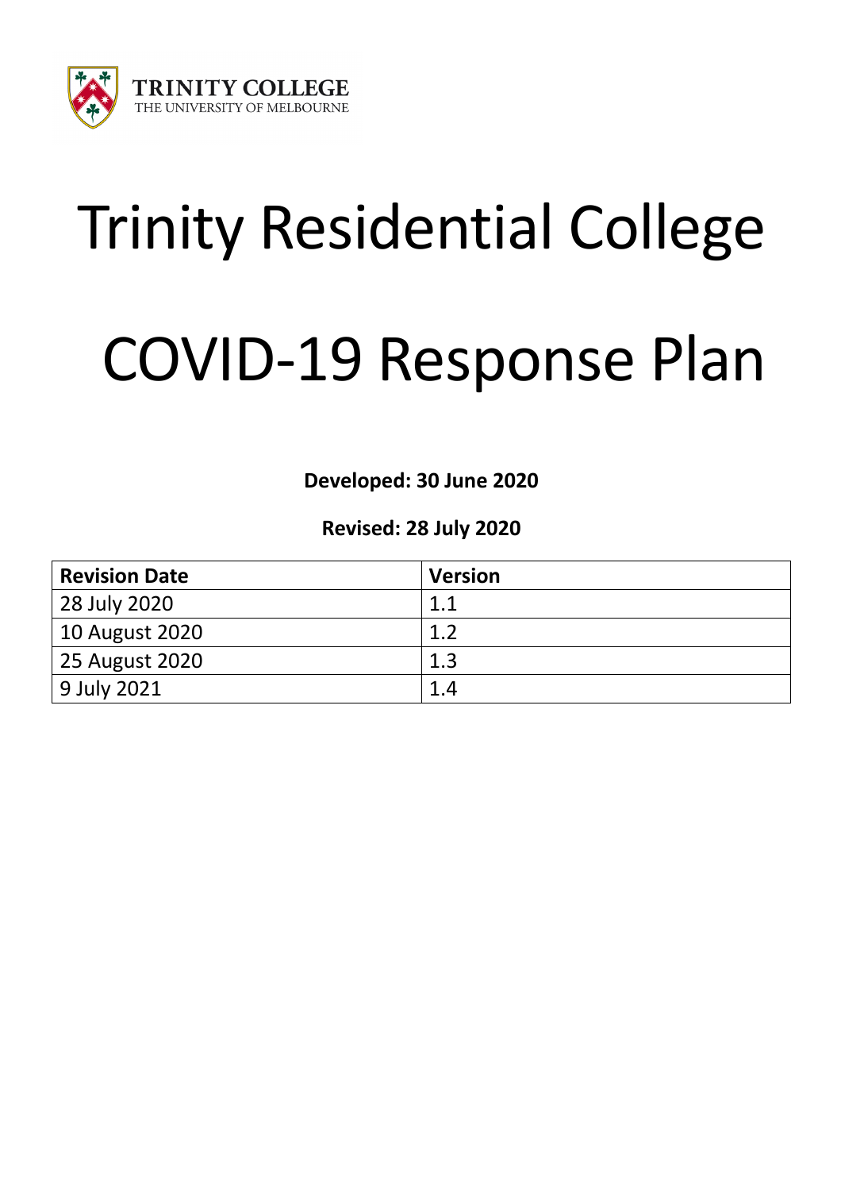TRINITY COLLEGE
THE UNIVERSITY OF MELBOURNE

# Trinity Residential College

# COVID-19 Response Plan

**Developed: 30 June 2020**

**Revised: 28 July 2020**

| Revision Date | Version |
|---|---|
| 28 July 2020 | 1.1 |
| 10 August 2020 | 1.2 |
| 25 August 2020 | 1.3 |
| 9 July 2021 | 1.4 |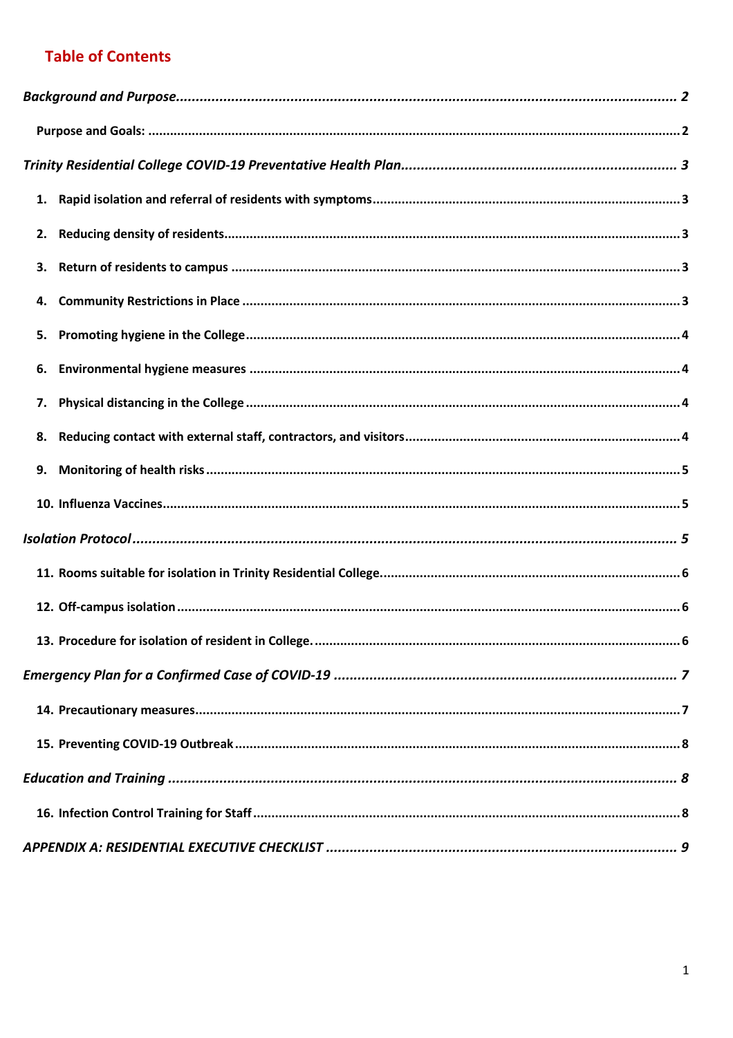## Table of Contents

*Background and Purpose* ........................................................................................................ 2

**Purpose and Goals:** ........................................................................................................ 2

*Trinity Residential College COVID-19 Preventative Health Plan* ........................................................ 3

1. **Rapid isolation and referral of residents with symptoms** ........................................................ 3
2. **Reducing density of residents** ........................................................................................ 3
3. **Return of residents to campus** ........................................................................................ 3
4. **Community Restrictions in Place** ..................................................................................... 3
5. **Promoting hygiene in the College** .................................................................................... 4
6. **Environmental hygiene measures** ..................................................................................... 4
7. **Physical distancing in the College** .................................................................................... 4
8. **Reducing contact with external staff, contractors, and visitors** ................................................. 4
9. **Monitoring of health risks** .............................................................................................. 5
10. **Influenza Vaccines** ..................................................................................................... 5

*Isolation Protocol* .............................................................................................................. 5

11. **Rooms suitable for isolation in Trinity Residential College.** ..................................................... 6
12. **Off-campus isolation** ................................................................................................... 6
13. **Procedure for isolation of resident in College.** .................................................................... 6

*Emergency Plan for a Confirmed Case of COVID-19* ................................................................... 7

14. **Precautionary measures** ............................................................................................... 7
15. **Preventing COVID-19 Outbreak** ..................................................................................... 8

*Education and Training* ....................................................................................................... 8

16. **Infection Control Training for Staff** .................................................................................. 8

*APPENDIX A: RESIDENTIAL EXECUTIVE CHECKLIST* ................................................................... 9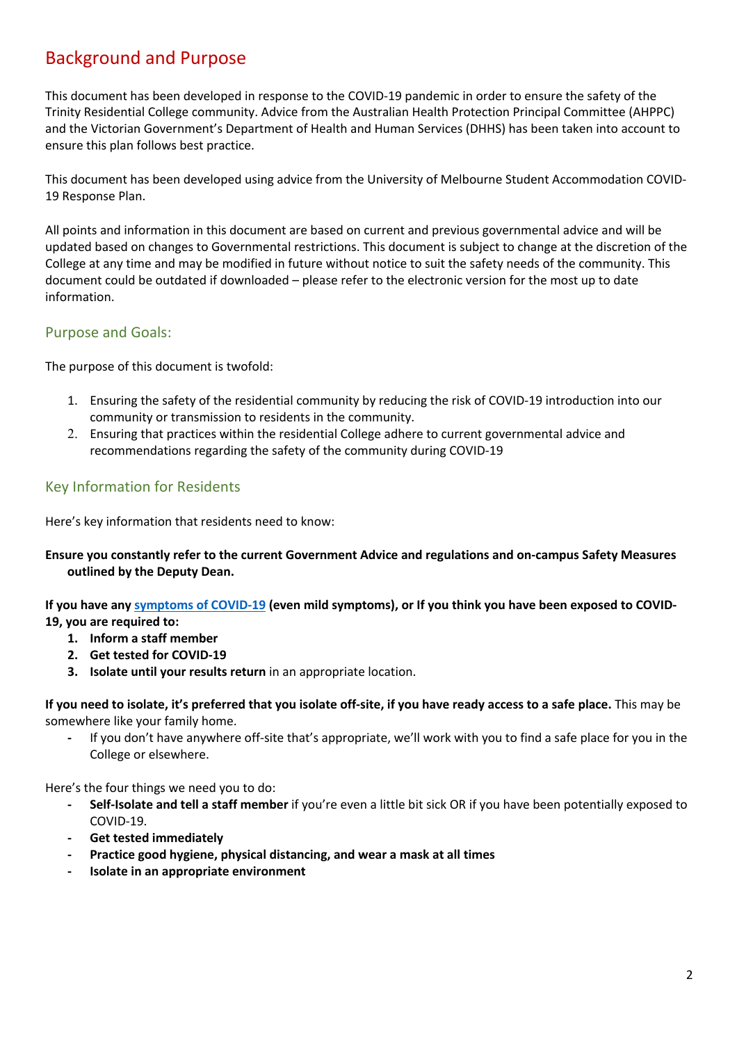# Background and Purpose

This document has been developed in response to the COVID-19 pandemic in order to ensure the safety of the Trinity Residential College community. Advice from the Australian Health Protection Principal Committee (AHPPC) and the Victorian Government's Department of Health and Human Services (DHHS) has been taken into account to ensure this plan follows best practice.

This document has been developed using advice from the University of Melbourne Student Accommodation COVID-19 Response Plan.

All points and information in this document are based on current and previous governmental advice and will be updated based on changes to Governmental restrictions. This document is subject to change at the discretion of the College at any time and may be modified in future without notice to suit the safety needs of the community. This document could be outdated if downloaded – please refer to the electronic version for the most up to date information.

## Purpose and Goals:

The purpose of this document is twofold:

1. Ensuring the safety of the residential community by reducing the risk of COVID-19 introduction into our community or transmission to residents in the community.
2. Ensuring that practices within the residential College adhere to current governmental advice and recommendations regarding the safety of the community during COVID-19

## Key Information for Residents

Here's key information that residents need to know:

**Ensure you constantly refer to the current Government Advice and regulations and on-campus Safety Measures outlined by the Deputy Dean.**

**If you have any symptoms of COVID-19 (even mild symptoms), or If you think you have been exposed to COVID-19, you are required to:**

1. **Inform a staff member**
2. **Get tested for COVID-19**
3. **Isolate until your results return** in an appropriate location.

**If you need to isolate, it's preferred that you isolate off-site, if you have ready access to a safe place.** This may be somewhere like your family home.

- If you don't have anywhere off-site that's appropriate, we'll work with you to find a safe place for you in the College or elsewhere.

Here's the four things we need you to do:

- **Self-Isolate and tell a staff member** if you're even a little bit sick OR if you have been potentially exposed to COVID-19.
- **Get tested immediately**
- **Practice good hygiene, physical distancing, and wear a mask at all times**
- **Isolate in an appropriate environment**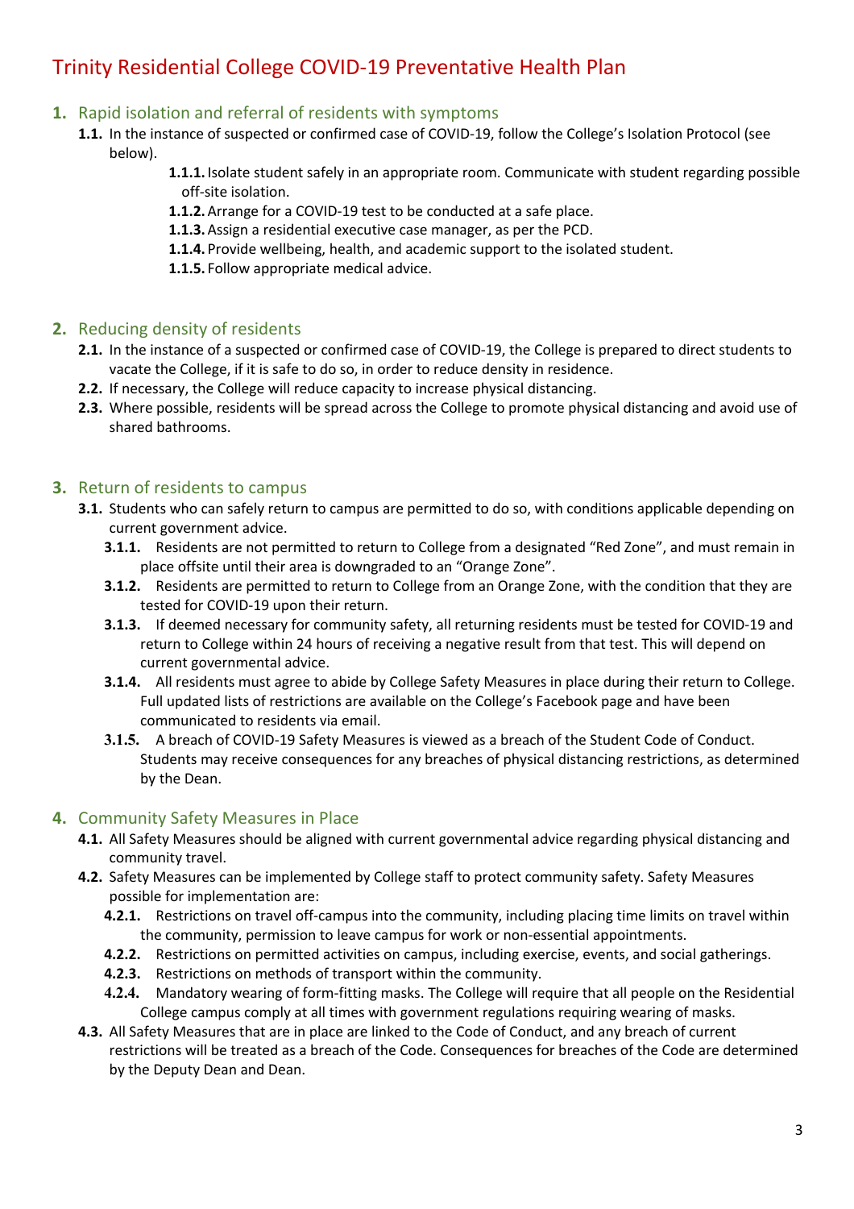# Trinity Residential College COVID-19 Preventative Health Plan

## 1. Rapid isolation and referral of residents with symptoms

**1.1.** In the instance of suspected or confirmed case of COVID-19, follow the College's Isolation Protocol (see below).

- **1.1.1.** Isolate student safely in an appropriate room. Communicate with student regarding possible off-site isolation.
- **1.1.2.** Arrange for a COVID-19 test to be conducted at a safe place.
- **1.1.3.** Assign a residential executive case manager, as per the PCD.
- **1.1.4.** Provide wellbeing, health, and academic support to the isolated student.
- **1.1.5.** Follow appropriate medical advice.

## 2. Reducing density of residents

**2.1.** In the instance of a suspected or confirmed case of COVID-19, the College is prepared to direct students to vacate the College, if it is safe to do so, in order to reduce density in residence.

**2.2.** If necessary, the College will reduce capacity to increase physical distancing.

**2.3.** Where possible, residents will be spread across the College to promote physical distancing and avoid use of shared bathrooms.

## 3. Return of residents to campus

**3.1.** Students who can safely return to campus are permitted to do so, with conditions applicable depending on current government advice.

- **3.1.1.** Residents are not permitted to return to College from a designated "Red Zone", and must remain in place offsite until their area is downgraded to an "Orange Zone".
- **3.1.2.** Residents are permitted to return to College from an Orange Zone, with the condition that they are tested for COVID-19 upon their return.
- **3.1.3.** If deemed necessary for community safety, all returning residents must be tested for COVID-19 and return to College within 24 hours of receiving a negative result from that test. This will depend on current governmental advice.
- **3.1.4.** All residents must agree to abide by College Safety Measures in place during their return to College. Full updated lists of restrictions are available on the College's Facebook page and have been communicated to residents via email.
- **3.1.5.** A breach of COVID-19 Safety Measures is viewed as a breach of the Student Code of Conduct. Students may receive consequences for any breaches of physical distancing restrictions, as determined by the Dean.

## 4. Community Safety Measures in Place

**4.1.** All Safety Measures should be aligned with current governmental advice regarding physical distancing and community travel.

**4.2.** Safety Measures can be implemented by College staff to protect community safety. Safety Measures possible for implementation are:

- **4.2.1.** Restrictions on travel off-campus into the community, including placing time limits on travel within the community, permission to leave campus for work or non-essential appointments.
- **4.2.2.** Restrictions on permitted activities on campus, including exercise, events, and social gatherings.
- **4.2.3.** Restrictions on methods of transport within the community.
- **4.2.4.** Mandatory wearing of form-fitting masks. The College will require that all people on the Residential College campus comply at all times with government regulations requiring wearing of masks.

**4.3.** All Safety Measures that are in place are linked to the Code of Conduct, and any breach of current restrictions will be treated as a breach of the Code. Consequences for breaches of the Code are determined by the Deputy Dean and Dean.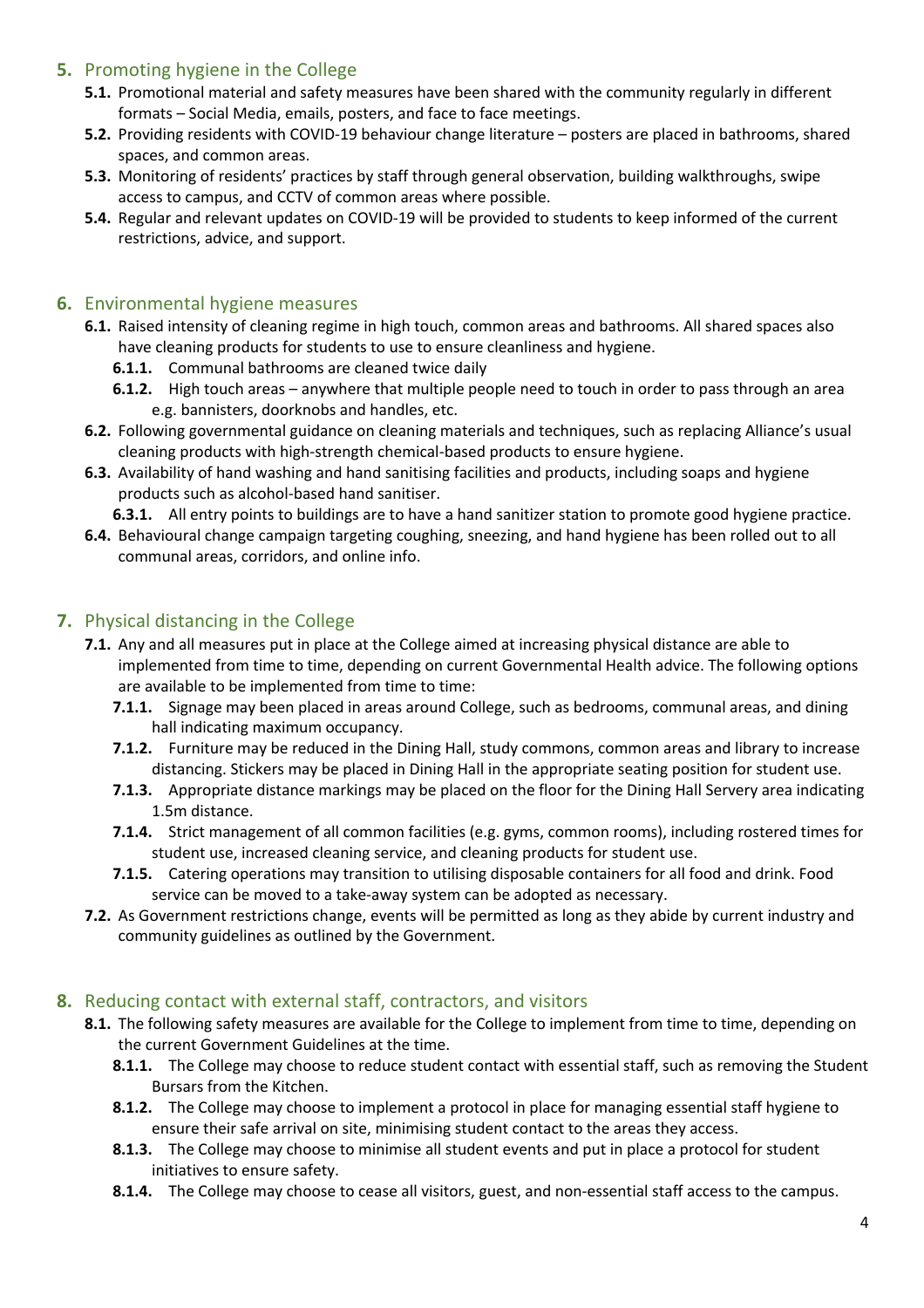## 5. Promoting hygiene in the College

**5.1.** Promotional material and safety measures have been shared with the community regularly in different formats – Social Media, emails, posters, and face to face meetings.

**5.2.** Providing residents with COVID-19 behaviour change literature – posters are placed in bathrooms, shared spaces, and common areas.

**5.3.** Monitoring of residents' practices by staff through general observation, building walkthroughs, swipe access to campus, and CCTV of common areas where possible.

**5.4.** Regular and relevant updates on COVID-19 will be provided to students to keep informed of the current restrictions, advice, and support.

## 6. Environmental hygiene measures

**6.1.** Raised intensity of cleaning regime in high touch, common areas and bathrooms. All shared spaces also have cleaning products for students to use to ensure cleanliness and hygiene.

- **6.1.1.** Communal bathrooms are cleaned twice daily
- **6.1.2.** High touch areas – anywhere that multiple people need to touch in order to pass through an area e.g. bannisters, doorknobs and handles, etc.

**6.2.** Following governmental guidance on cleaning materials and techniques, such as replacing Alliance's usual cleaning products with high-strength chemical-based products to ensure hygiene.

**6.3.** Availability of hand washing and hand sanitising facilities and products, including soaps and hygiene products such as alcohol-based hand sanitiser.

- **6.3.1.** All entry points to buildings are to have a hand sanitizer station to promote good hygiene practice.

**6.4.** Behavioural change campaign targeting coughing, sneezing, and hand hygiene has been rolled out to all communal areas, corridors, and online info.

## 7. Physical distancing in the College

**7.1.** Any and all measures put in place at the College aimed at increasing physical distance are able to implemented from time to time, depending on current Governmental Health advice. The following options are available to be implemented from time to time:

- **7.1.1.** Signage may been placed in areas around College, such as bedrooms, communal areas, and dining hall indicating maximum occupancy.
- **7.1.2.** Furniture may be reduced in the Dining Hall, study commons, common areas and library to increase distancing. Stickers may be placed in Dining Hall in the appropriate seating position for student use.
- **7.1.3.** Appropriate distance markings may be placed on the floor for the Dining Hall Servery area indicating 1.5m distance.
- **7.1.4.** Strict management of all common facilities (e.g. gyms, common rooms), including rostered times for student use, increased cleaning service, and cleaning products for student use.
- **7.1.5.** Catering operations may transition to utilising disposable containers for all food and drink. Food service can be moved to a take-away system can be adopted as necessary.

**7.2.** As Government restrictions change, events will be permitted as long as they abide by current industry and community guidelines as outlined by the Government.

## 8. Reducing contact with external staff, contractors, and visitors

**8.1.** The following safety measures are available for the College to implement from time to time, depending on the current Government Guidelines at the time.

- **8.1.1.** The College may choose to reduce student contact with essential staff, such as removing the Student Bursars from the Kitchen.
- **8.1.2.** The College may choose to implement a protocol in place for managing essential staff hygiene to ensure their safe arrival on site, minimising student contact to the areas they access.
- **8.1.3.** The College may choose to minimise all student events and put in place a protocol for student initiatives to ensure safety.
- **8.1.4.** The College may choose to cease all visitors, guest, and non-essential staff access to the campus.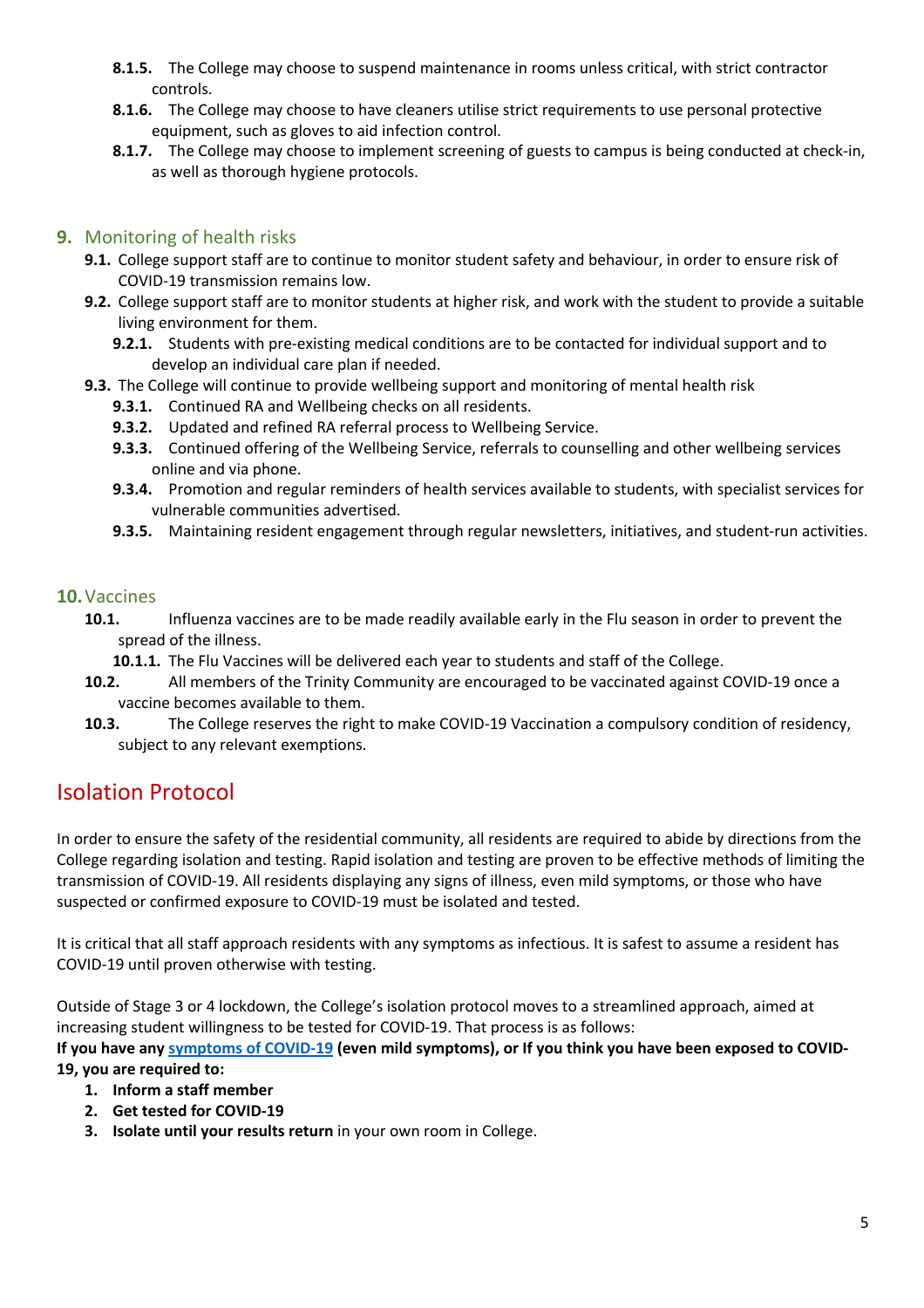**8.1.5.** The College may choose to suspend maintenance in rooms unless critical, with strict contractor controls.

**8.1.6.** The College may choose to have cleaners utilise strict requirements to use personal protective equipment, such as gloves to aid infection control.

**8.1.7.** The College may choose to implement screening of guests to campus is being conducted at check-in, as well as thorough hygiene protocols.

## 9. Monitoring of health risks

**9.1.** College support staff are to continue to monitor student safety and behaviour, in order to ensure risk of COVID-19 transmission remains low.

**9.2.** College support staff are to monitor students at higher risk, and work with the student to provide a suitable living environment for them.

**9.2.1.** Students with pre-existing medical conditions are to be contacted for individual support and to develop an individual care plan if needed.

**9.3.** The College will continue to provide wellbeing support and monitoring of mental health risk

**9.3.1.** Continued RA and Wellbeing checks on all residents.

**9.3.2.** Updated and refined RA referral process to Wellbeing Service.

**9.3.3.** Continued offering of the Wellbeing Service, referrals to counselling and other wellbeing services online and via phone.

**9.3.4.** Promotion and regular reminders of health services available to students, with specialist services for vulnerable communities advertised.

**9.3.5.** Maintaining resident engagement through regular newsletters, initiatives, and student-run activities.

## 10. Vaccines

**10.1.** Influenza vaccines are to be made readily available early in the Flu season in order to prevent the spread of the illness.

**10.1.1.** The Flu Vaccines will be delivered each year to students and staff of the College.

**10.2.** All members of the Trinity Community are encouraged to be vaccinated against COVID-19 once a vaccine becomes available to them.

**10.3.** The College reserves the right to make COVID-19 Vaccination a compulsory condition of residency, subject to any relevant exemptions.

# Isolation Protocol

In order to ensure the safety of the residential community, all residents are required to abide by directions from the College regarding isolation and testing. Rapid isolation and testing are proven to be effective methods of limiting the transmission of COVID-19. All residents displaying any signs of illness, even mild symptoms, or those who have suspected or confirmed exposure to COVID-19 must be isolated and tested.

It is critical that all staff approach residents with any symptoms as infectious. It is safest to assume a resident has COVID-19 until proven otherwise with testing.

Outside of Stage 3 or 4 lockdown, the College's isolation protocol moves to a streamlined approach, aimed at increasing student willingness to be tested for COVID-19. That process is as follows:

**If you have any symptoms of COVID-19 (even mild symptoms), or If you think you have been exposed to COVID-19, you are required to:**

1. **Inform a staff member**
2. **Get tested for COVID-19**
3. **Isolate until your results return** in your own room in College.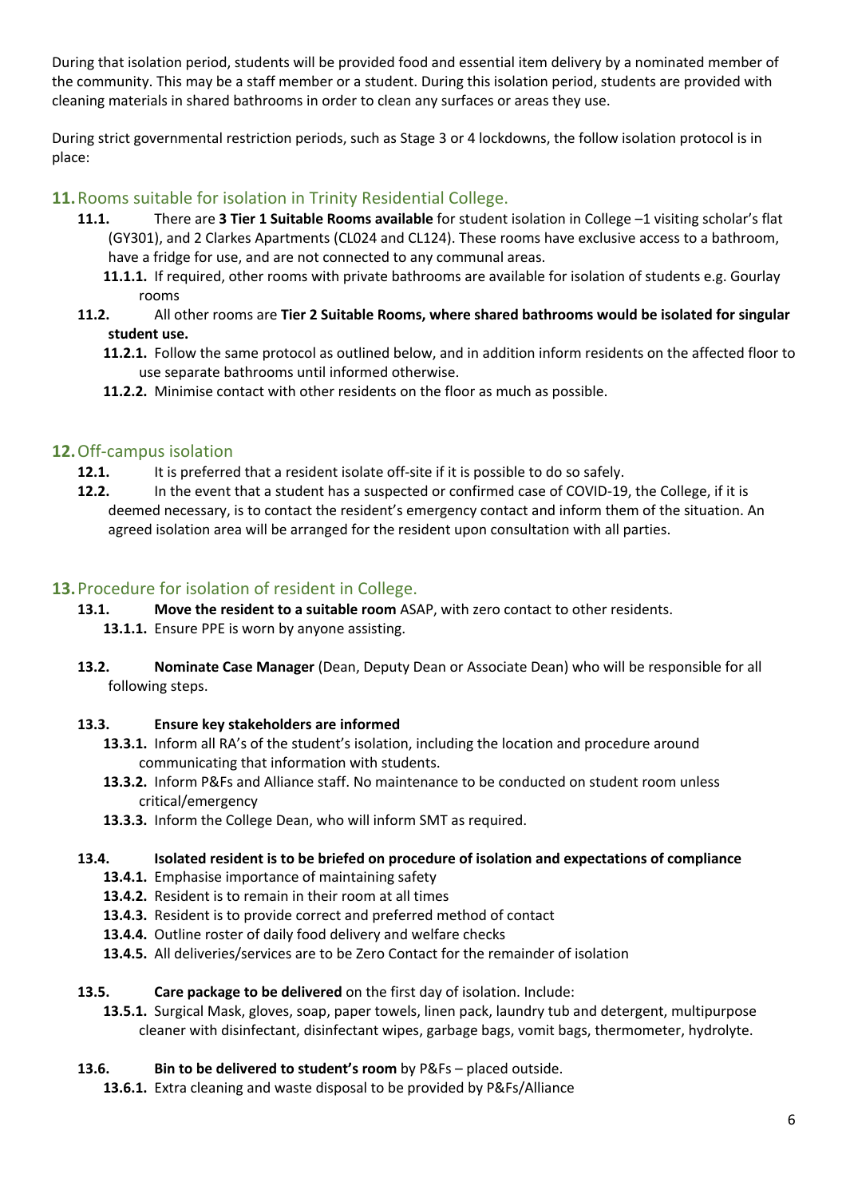During that isolation period, students will be provided food and essential item delivery by a nominated member of the community. This may be a staff member or a student. During this isolation period, students are provided with cleaning materials in shared bathrooms in order to clean any surfaces or areas they use.

During strict governmental restriction periods, such as Stage 3 or 4 lockdowns, the follow isolation protocol is in place:

## 11. Rooms suitable for isolation in Trinity Residential College.

**11.1.** There are **3 Tier 1 Suitable Rooms available** for student isolation in College –1 visiting scholar's flat (GY301), and 2 Clarkes Apartments (CL024 and CL124). These rooms have exclusive access to a bathroom, have a fridge for use, and are not connected to any communal areas.

- **11.1.1.** If required, other rooms with private bathrooms are available for isolation of students e.g. Gourlay rooms

**11.2.** All other rooms are **Tier 2 Suitable Rooms, where shared bathrooms would be isolated for singular student use.**

- **11.2.1.** Follow the same protocol as outlined below, and in addition inform residents on the affected floor to use separate bathrooms until informed otherwise.
- **11.2.2.** Minimise contact with other residents on the floor as much as possible.

## 12. Off-campus isolation

**12.1.** It is preferred that a resident isolate off-site if it is possible to do so safely.

**12.2.** In the event that a student has a suspected or confirmed case of COVID-19, the College, if it is deemed necessary, is to contact the resident's emergency contact and inform them of the situation. An agreed isolation area will be arranged for the resident upon consultation with all parties.

## 13. Procedure for isolation of resident in College.

**13.1. Move the resident to a suitable room** ASAP, with zero contact to other residents.

- **13.1.1.** Ensure PPE is worn by anyone assisting.

**13.2. Nominate Case Manager** (Dean, Deputy Dean or Associate Dean) who will be responsible for all following steps.

**13.3. Ensure key stakeholders are informed**

- **13.3.1.** Inform all RA's of the student's isolation, including the location and procedure around communicating that information with students.
- **13.3.2.** Inform P&Fs and Alliance staff. No maintenance to be conducted on student room unless critical/emergency
- **13.3.3.** Inform the College Dean, who will inform SMT as required.

**13.4. Isolated resident is to be briefed on procedure of isolation and expectations of compliance**

- **13.4.1.** Emphasise importance of maintaining safety
- **13.4.2.** Resident is to remain in their room at all times
- **13.4.3.** Resident is to provide correct and preferred method of contact
- **13.4.4.** Outline roster of daily food delivery and welfare checks
- **13.4.5.** All deliveries/services are to be Zero Contact for the remainder of isolation

**13.5. Care package to be delivered** on the first day of isolation. Include:

- **13.5.1.** Surgical Mask, gloves, soap, paper towels, linen pack, laundry tub and detergent, multipurpose cleaner with disinfectant, disinfectant wipes, garbage bags, vomit bags, thermometer, hydrolyte.

**13.6. Bin to be delivered to student's room** by P&Fs – placed outside.

- **13.6.1.** Extra cleaning and waste disposal to be provided by P&Fs/Alliance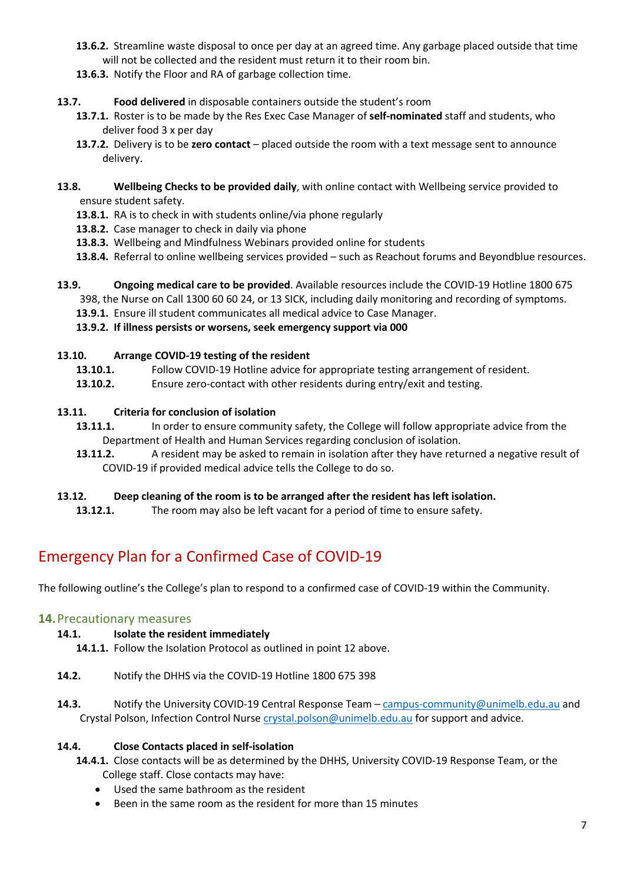**13.6.2.** Streamline waste disposal to once per day at an agreed time. Any garbage placed outside that time will not be collected and the resident must return it to their room bin.

**13.6.3.** Notify the Floor and RA of garbage collection time.

**13.7.** **Food delivered** in disposable containers outside the student's room

**13.7.1.** Roster is to be made by the Res Exec Case Manager of **self-nominated** staff and students, who deliver food 3 x per day

**13.7.2.** Delivery is to be **zero contact** – placed outside the room with a text message sent to announce delivery.

**13.8.** **Wellbeing Checks to be provided daily**, with online contact with Wellbeing service provided to ensure student safety.

**13.8.1.** RA is to check in with students online/via phone regularly

**13.8.2.** Case manager to check in daily via phone

**13.8.3.** Wellbeing and Mindfulness Webinars provided online for students

**13.8.4.** Referral to online wellbeing services provided – such as Reachout forums and Beyondblue resources.

**13.9.** **Ongoing medical care to be provided**. Available resources include the COVID-19 Hotline 1800 675 398, the Nurse on Call 1300 60 60 24, or 13 SICK, including daily monitoring and recording of symptoms.

**13.9.1.** Ensure ill student communicates all medical advice to Case Manager.

**13.9.2. If illness persists or worsens, seek emergency support via 000**

**13.10.** **Arrange COVID-19 testing of the resident**

**13.10.1.** Follow COVID-19 Hotline advice for appropriate testing arrangement of resident.

**13.10.2.** Ensure zero-contact with other residents during entry/exit and testing.

**13.11.** **Criteria for conclusion of isolation**

**13.11.1.** In order to ensure community safety, the College will follow appropriate advice from the Department of Health and Human Services regarding conclusion of isolation.

**13.11.2.** A resident may be asked to remain in isolation after they have returned a negative result of COVID-19 if provided medical advice tells the College to do so.

**13.12.** **Deep cleaning of the room is to be arranged after the resident has left isolation.**

**13.12.1.** The room may also be left vacant for a period of time to ensure safety.

# Emergency Plan for a Confirmed Case of COVID-19

The following outline's the College's plan to respond to a confirmed case of COVID-19 within the Community.

## 14. Precautionary measures

**14.1.** **Isolate the resident immediately**

**14.1.1.** Follow the Isolation Protocol as outlined in point 12 above.

**14.2.** Notify the DHHS via the COVID-19 Hotline 1800 675 398

**14.3.** Notify the University COVID-19 Central Response Team – campus-community@unimelb.edu.au and Crystal Polson, Infection Control Nurse crystal.polson@unimelb.edu.au for support and advice.

**14.4.** **Close Contacts placed in self-isolation**

**14.4.1.** Close contacts will be as determined by the DHHS, University COVID-19 Response Team, or the College staff. Close contacts may have:

- Used the same bathroom as the resident
- Been in the same room as the resident for more than 15 minutes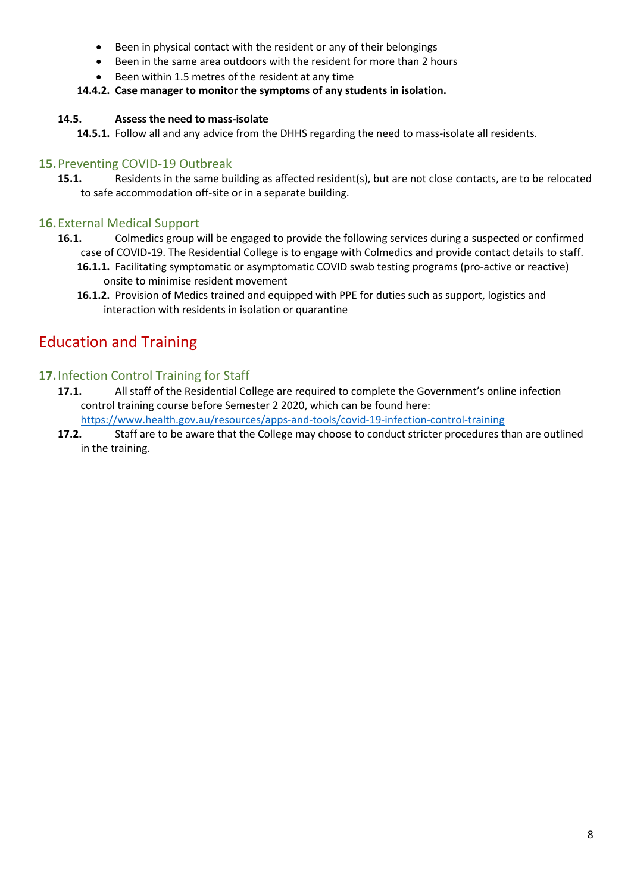- Been in physical contact with the resident or any of their belongings
- Been in the same area outdoors with the resident for more than 2 hours
- Been within 1.5 metres of the resident at any time

**14.4.2. Case manager to monitor the symptoms of any students in isolation.**

**14.5. Assess the need to mass-isolate**

**14.5.1.** Follow all and any advice from the DHHS regarding the need to mass-isolate all residents.

## 15. Preventing COVID-19 Outbreak

**15.1.** Residents in the same building as affected resident(s), but are not close contacts, are to be relocated to safe accommodation off-site or in a separate building.

## 16. External Medical Support

**16.1.** Colmedics group will be engaged to provide the following services during a suspected or confirmed case of COVID-19. The Residential College is to engage with Colmedics and provide contact details to staff.

**16.1.1.** Facilitating symptomatic or asymptomatic COVID swab testing programs (pro-active or reactive) onsite to minimise resident movement

**16.1.2.** Provision of Medics trained and equipped with PPE for duties such as support, logistics and interaction with residents in isolation or quarantine

# Education and Training

## 17. Infection Control Training for Staff

**17.1.** All staff of the Residential College are required to complete the Government's online infection control training course before Semester 2 2020, which can be found here: https://www.health.gov.au/resources/apps-and-tools/covid-19-infection-control-training

**17.2.** Staff are to be aware that the College may choose to conduct stricter procedures than are outlined in the training.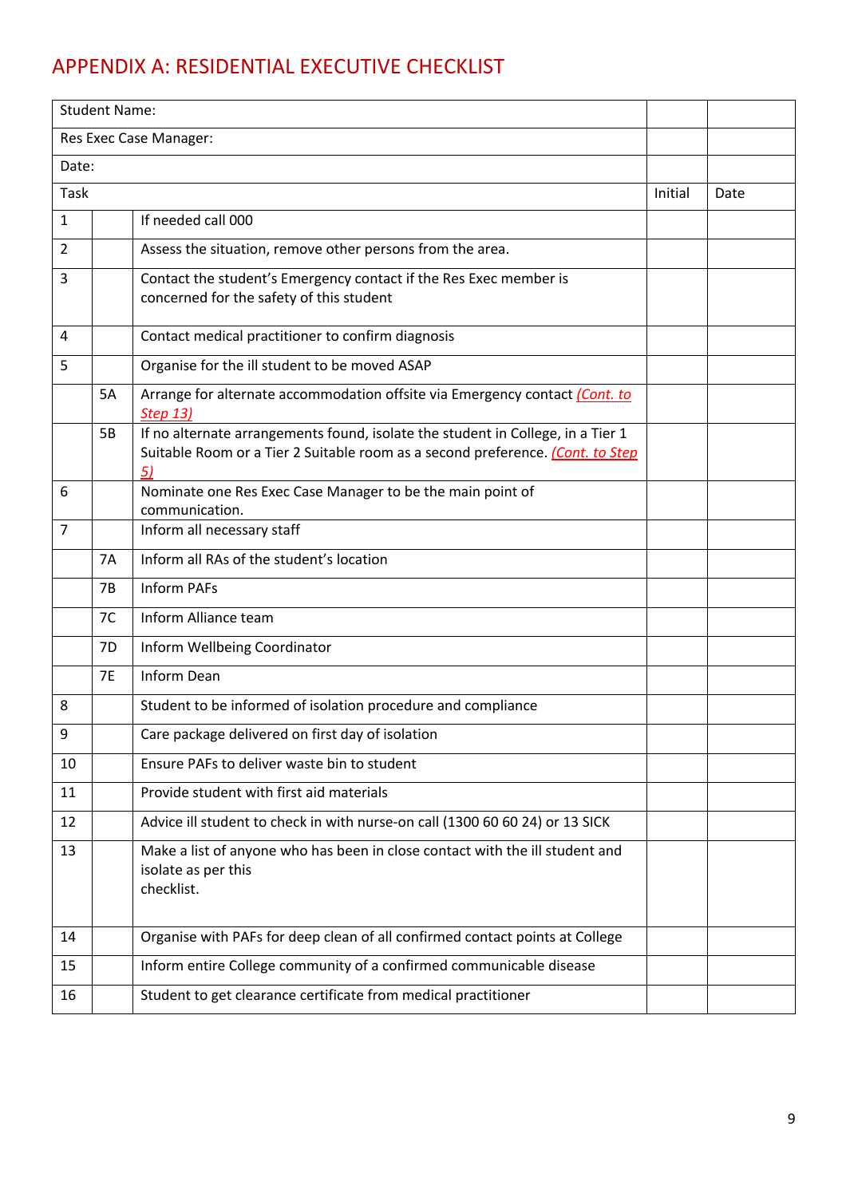# APPENDIX A: RESIDENTIAL EXECUTIVE CHECKLIST

| | | | | |
|---|---|---|---|---|
| Student Name: | | | | |
| Res Exec Case Manager: | | | | |
| Date: | | | | |
| Task | | | Initial | Date |
| 1 | | If needed call 000 | | |
| 2 | | Assess the situation, remove other persons from the area. | | |
| 3 | | Contact the student's Emergency contact if the Res Exec member is concerned for the safety of this student | | |
| 4 | | Contact medical practitioner to confirm diagnosis | | |
| 5 | | Organise for the ill student to be moved ASAP | | |
| | 5A | Arrange for alternate accommodation offsite via Emergency contact *(Cont. to Step 13)* | | |
| | 5B | If no alternate arrangements found, isolate the student in College, in a Tier 1 Suitable Room or a Tier 2 Suitable room as a second preference. *(Cont. to Step 5)* | | |
| 6 | | Nominate one Res Exec Case Manager to be the main point of communication. | | |
| 7 | | Inform all necessary staff | | |
| | 7A | Inform all RAs of the student's location | | |
| | 7B | Inform PAFs | | |
| | 7C | Inform Alliance team | | |
| | 7D | Inform Wellbeing Coordinator | | |
| | 7E | Inform Dean | | |
| 8 | | Student to be informed of isolation procedure and compliance | | |
| 9 | | Care package delivered on first day of isolation | | |
| 10 | | Ensure PAFs to deliver waste bin to student | | |
| 11 | | Provide student with first aid materials | | |
| 12 | | Advice ill student to check in with nurse-on call (1300 60 60 24) or 13 SICK | | |
| 13 | | Make a list of anyone who has been in close contact with the ill student and isolate as per this checklist. | | |
| 14 | | Organise with PAFs for deep clean of all confirmed contact points at College | | |
| 15 | | Inform entire College community of a confirmed communicable disease | | |
| 16 | | Student to get clearance certificate from medical practitioner | | |